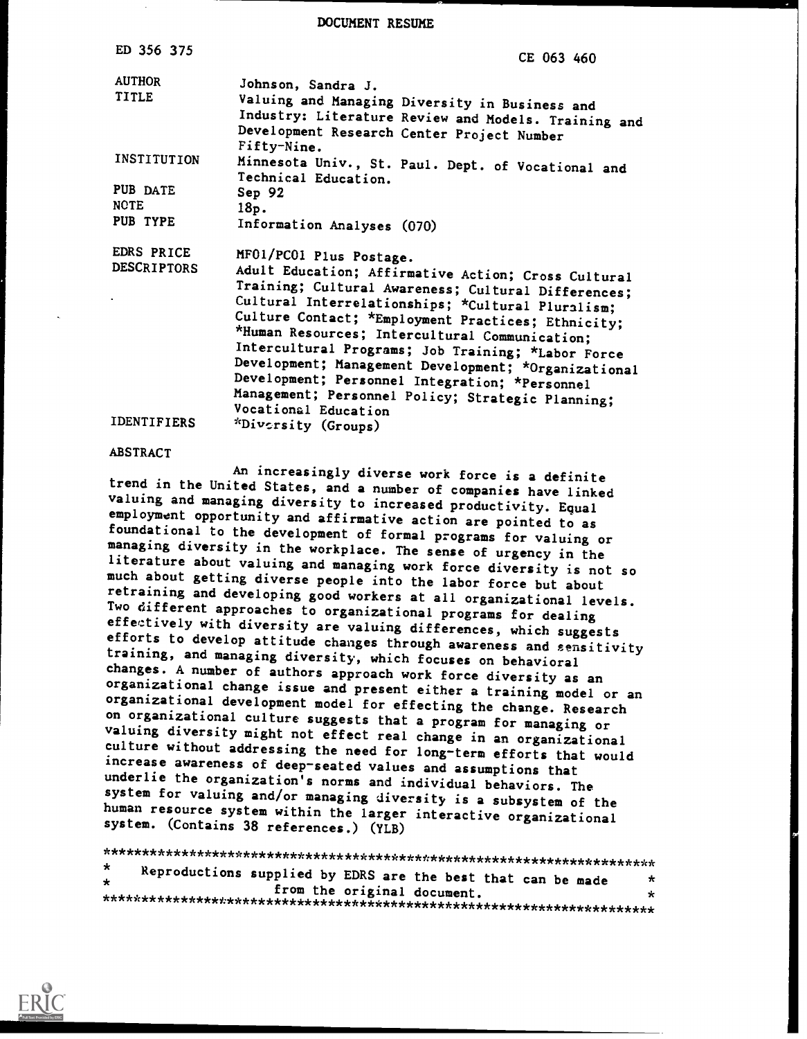# DOCUMENT RESUME

ED 356 375 CE 063 460

| | |
|---|---|
| AUTHOR | Johnson, Sandra J. |
| TITLE | Valuing and Managing Diversity in Business and Industry: Literature Review and Models. Training and Development Research Center Project Number Fifty-Nine. |
| INSTITUTION | Minnesota Univ., St. Paul. Dept. of Vocational and Technical Education. |
| PUB DATE | Sep 92 |
| NOTE | 18p. |
| PUB TYPE | Information Analyses (070) |
| EDRS PRICE | MF01/PC01 Plus Postage. |
| DESCRIPTORS | Adult Education; Affirmative Action; Cross Cultural Training; Cultural Awareness; Cultural Differences; Cultural Interrelationships; *Cultural Pluralism; Culture Contact; *Employment Practices; Ethnicity; *Human Resources; Intercultural Communication; Intercultural Programs; Job Training; *Labor Force Development; Management Development; *Organizational Development; Personnel Integration; *Personnel Management; Personnel Policy; Strategic Planning; Vocational Education |
| IDENTIFIERS | *Diversity (Groups) |

## ABSTRACT

An increasingly diverse work force is a definite trend in the United States, and a number of companies have linked valuing and managing diversity to increased productivity. Equal employment opportunity and affirmative action are pointed to as foundational to the development of formal programs for valuing or managing diversity in the workplace. The sense of urgency in the literature about valuing and managing work force diversity is not so much about getting diverse people into the labor force but about retraining and developing good workers at all organizational levels. Two different approaches to organizational programs for dealing effectively with diversity are valuing differences, which suggests efforts to develop attitude changes through awareness and sensitivity training, and managing diversity, which focuses on behavioral changes. A number of authors approach work force diversity as an organizational change issue and present either a training model or an organizational development model for effecting the change. Research on organizational culture suggests that a program for managing or valuing diversity might not effect real change in an organizational culture without addressing the need for long-term efforts that would increase awareness of deep-seated values and assumptions that underlie the organization's norms and individual behaviors. The system for valuing and/or managing diversity is a subsystem of the human resource system within the larger interactive organizational system. (Contains 38 references.) (YLB)

***********************************************************************
* Reproductions supplied by EDRS are the best that can be made *
* from the original document. *
***********************************************************************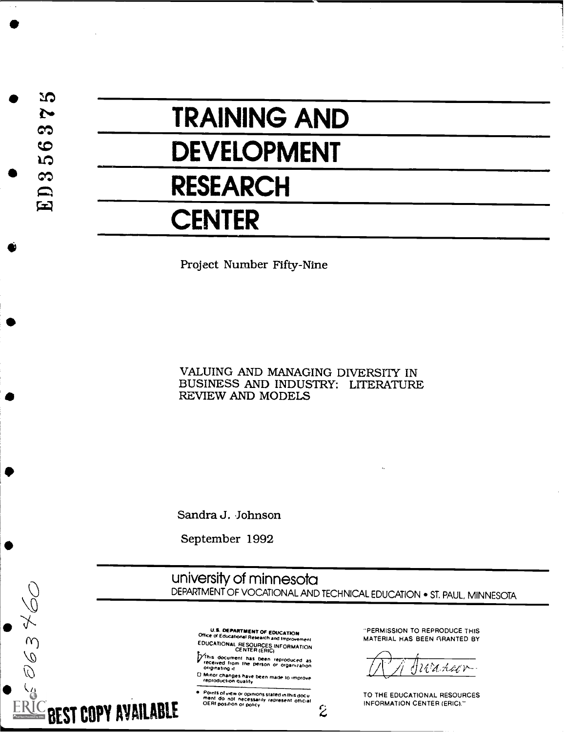ED356375

# TRAINING AND DEVELOPMENT RESEARCH CENTER

Project Number Fifty-Nine

VALUING AND MANAGING DIVERSITY IN BUSINESS AND INDUSTRY: LITERATURE REVIEW AND MODELS

Sandra J. Johnson

September 1992

university of minnesota

DEPARTMENT OF VOCATIONAL AND TECHNICAL EDUCATION • ST. PAUL, MINNESOTA

U.S. DEPARTMENT OF EDUCATION
Office of Educational Research and Improvement
EDUCATIONAL RESOURCES INFORMATION CENTER (ERIC)

This document has been reproduced as received from the person or organization originating it

Minor changes have been made to improve reproduction quality

- Points of view or opinions stated in this document do not necessarily represent official OERI position or policy

"PERMISSION TO REPRODUCE THIS MATERIAL HAS BEEN GRANTED BY

R. A. Swanson

TO THE EDUCATIONAL RESOURCES INFORMATION CENTER (ERIC)."

BEST COPY AVAILABLE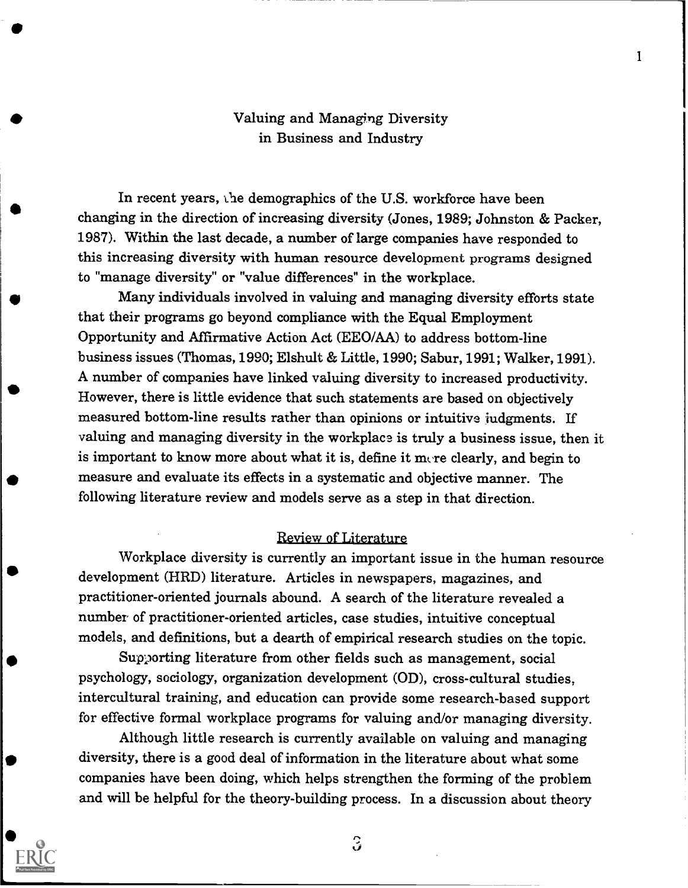## Valuing and Managing Diversity in Business and Industry

In recent years, the demographics of the U.S. workforce have been changing in the direction of increasing diversity (Jones, 1989; Johnston & Packer, 1987). Within the last decade, a number of large companies have responded to this increasing diversity with human resource development programs designed to "manage diversity" or "value differences" in the workplace.

Many individuals involved in valuing and managing diversity efforts state that their programs go beyond compliance with the Equal Employment Opportunity and Affirmative Action Act (EEO/AA) to address bottom-line business issues (Thomas, 1990; Elshult & Little, 1990; Sabur, 1991; Walker, 1991). A number of companies have linked valuing diversity to increased productivity. However, there is little evidence that such statements are based on objectively measured bottom-line results rather than opinions or intuitive judgments. If valuing and managing diversity in the workplace is truly a business issue, then it is important to know more about what it is, define it more clearly, and begin to measure and evaluate its effects in a systematic and objective manner. The following literature review and models serve as a step in that direction.

### Review of Literature

Workplace diversity is currently an important issue in the human resource development (HRD) literature. Articles in newspapers, magazines, and practitioner-oriented journals abound. A search of the literature revealed a number of practitioner-oriented articles, case studies, intuitive conceptual models, and definitions, but a dearth of empirical research studies on the topic.

Supporting literature from other fields such as management, social psychology, sociology, organization development (OD), cross-cultural studies, intercultural training, and education can provide some research-based support for effective formal workplace programs for valuing and/or managing diversity.

Although little research is currently available on valuing and managing diversity, there is a good deal of information in the literature about what some companies have been doing, which helps strengthen the forming of the problem and will be helpful for the theory-building process. In a discussion about theory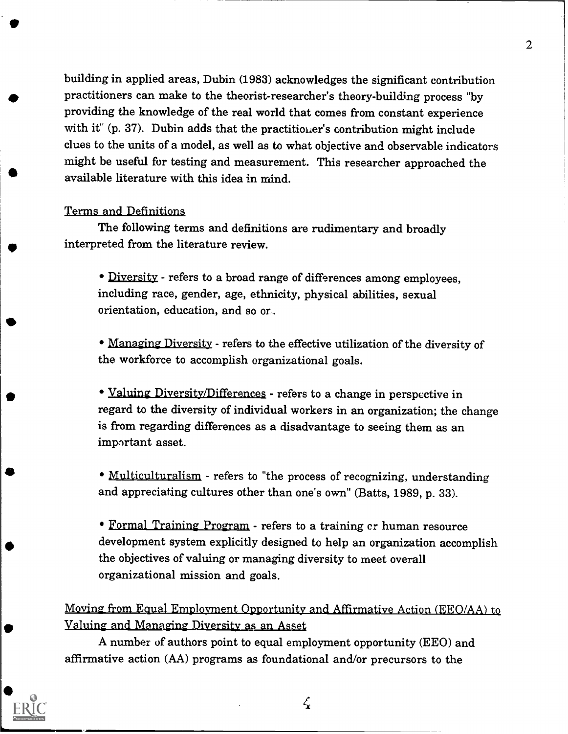building in applied areas, Dubin (1983) acknowledges the significant contribution practitioners can make to the theorist-researcher's theory-building process "by providing the knowledge of the real world that comes from constant experience with it" (p. 37). Dubin adds that the practitioner's contribution might include clues to the units of a model, as well as to what objective and observable indicators might be useful for testing and measurement. This researcher approached the available literature with this idea in mind.

### Terms and Definitions

The following terms and definitions are rudimentary and broadly interpreted from the literature review.

- Diversity - refers to a broad range of differences among employees, including race, gender, age, ethnicity, physical abilities, sexual orientation, education, and so on.

- Managing Diversity - refers to the effective utilization of the diversity of the workforce to accomplish organizational goals.

- Valuing Diversity/Differences - refers to a change in perspective in regard to the diversity of individual workers in an organization; the change is from regarding differences as a disadvantage to seeing them as an important asset.

- Multiculturalism - refers to "the process of recognizing, understanding and appreciating cultures other than one's own" (Batts, 1989, p. 33).

- Formal Training Program - refers to a training or human resource development system explicitly designed to help an organization accomplish the objectives of valuing or managing diversity to meet overall organizational mission and goals.

### Moving from Equal Employment Opportunity and Affirmative Action (EEO/AA) to Valuing and Managing Diversity as an Asset

A number of authors point to equal employment opportunity (EEO) and affirmative action (AA) programs as foundational and/or precursors to the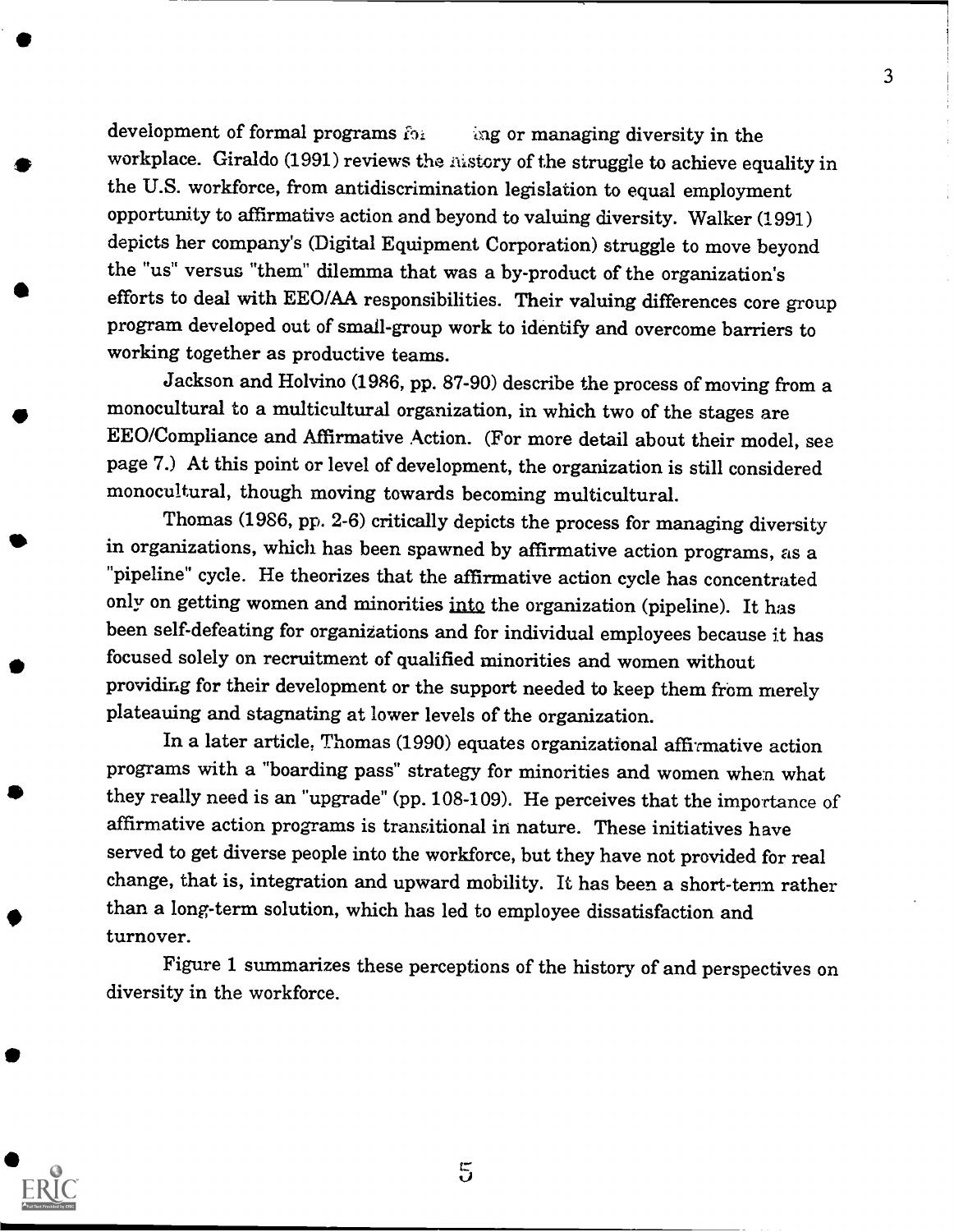development of formal programs fo: ing or managing diversity in the workplace. Giraldo (1991) reviews the history of the struggle to achieve equality in the U.S. workforce, from antidiscrimination legislation to equal employment opportunity to affirmative action and beyond to valuing diversity. Walker (1991) depicts her company's (Digital Equipment Corporation) struggle to move beyond the "us" versus "them" dilemma that was a by-product of the organization's efforts to deal with EEO/AA responsibilities. Their valuing differences core group program developed out of small-group work to identify and overcome barriers to working together as productive teams.

Jackson and Holvino (1986, pp. 87-90) describe the process of moving from a monocultural to a multicultural organization, in which two of the stages are EEO/Compliance and Affirmative Action. (For more detail about their model, see page 7.) At this point or level of development, the organization is still considered monocultural, though moving towards becoming multicultural.

Thomas (1986, pp. 2-6) critically depicts the process for managing diversity in organizations, which has been spawned by affirmative action programs, as a "pipeline" cycle. He theorizes that the affirmative action cycle has concentrated only on getting women and minorities <u>into</u> the organization (pipeline). It has been self-defeating for organizations and for individual employees because it has focused solely on recruitment of qualified minorities and women without providing for their development or the support needed to keep them from merely plateauing and stagnating at lower levels of the organization.

In a later article, Thomas (1990) equates organizational affirmative action programs with a "boarding pass" strategy for minorities and women when what they really need is an "upgrade" (pp. 108-109). He perceives that the importance of affirmative action programs is transitional in nature. These initiatives have served to get diverse people into the workforce, but they have not provided for real change, that is, integration and upward mobility. It has been a short-term rather than a long-term solution, which has led to employee dissatisfaction and turnover.

Figure 1 summarizes these perceptions of the history of and perspectives on diversity in the workforce.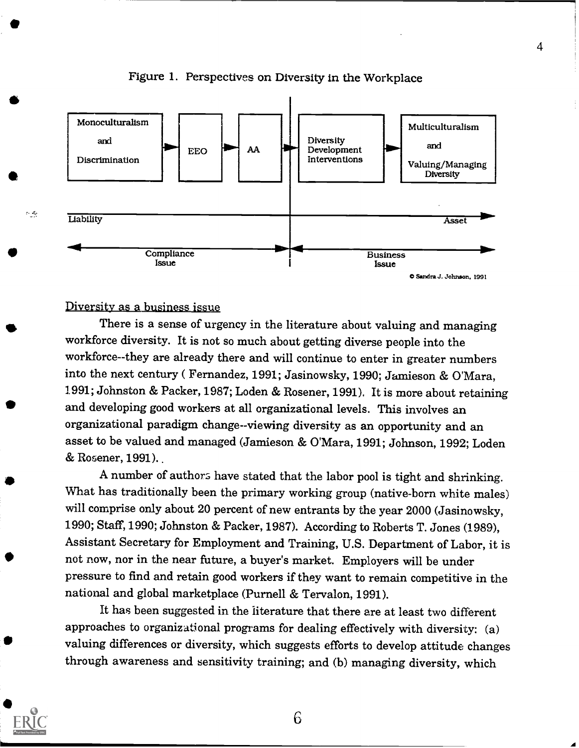Figure 1. Perspectives on Diversity in the Workplace

Monoculturalism and Discrimination → EEO → AA → Diversity Development Interventions → Multiculturalism and Valuing/Managing Diversity

Liability → Asset

Compliance Issue | Business Issue

© Sandra J. Johnson, 1991

Diversity as a business issue

There is a sense of urgency in the literature about valuing and managing workforce diversity. It is not so much about getting diverse people into the workforce--they are already there and will continue to enter in greater numbers into the next century ( Fernandez, 1991; Jasinowsky, 1990; Jamieson & O'Mara, 1991; Johnston & Packer, 1987; Loden & Rosener, 1991). It is more about retaining and developing good workers at all organizational levels. This involves an organizational paradigm change--viewing diversity as an opportunity and an asset to be valued and managed (Jamieson & O'Mara, 1991; Johnson, 1992; Loden & Rosener, 1991).

A number of authors have stated that the labor pool is tight and shrinking. What has traditionally been the primary working group (native-born white males) will comprise only about 20 percent of new entrants by the year 2000 (Jasinowsky, 1990; Staff, 1990; Johnston & Packer, 1987). According to Roberts T. Jones (1989), Assistant Secretary for Employment and Training, U.S. Department of Labor, it is not now, nor in the near future, a buyer's market. Employers will be under pressure to find and retain good workers if they want to remain competitive in the national and global marketplace (Purnell & Tervalon, 1991).

It has been suggested in the literature that there are at least two different approaches to organizational programs for dealing effectively with diversity: (a) valuing differences or diversity, which suggests efforts to develop attitude changes through awareness and sensitivity training; and (b) managing diversity, which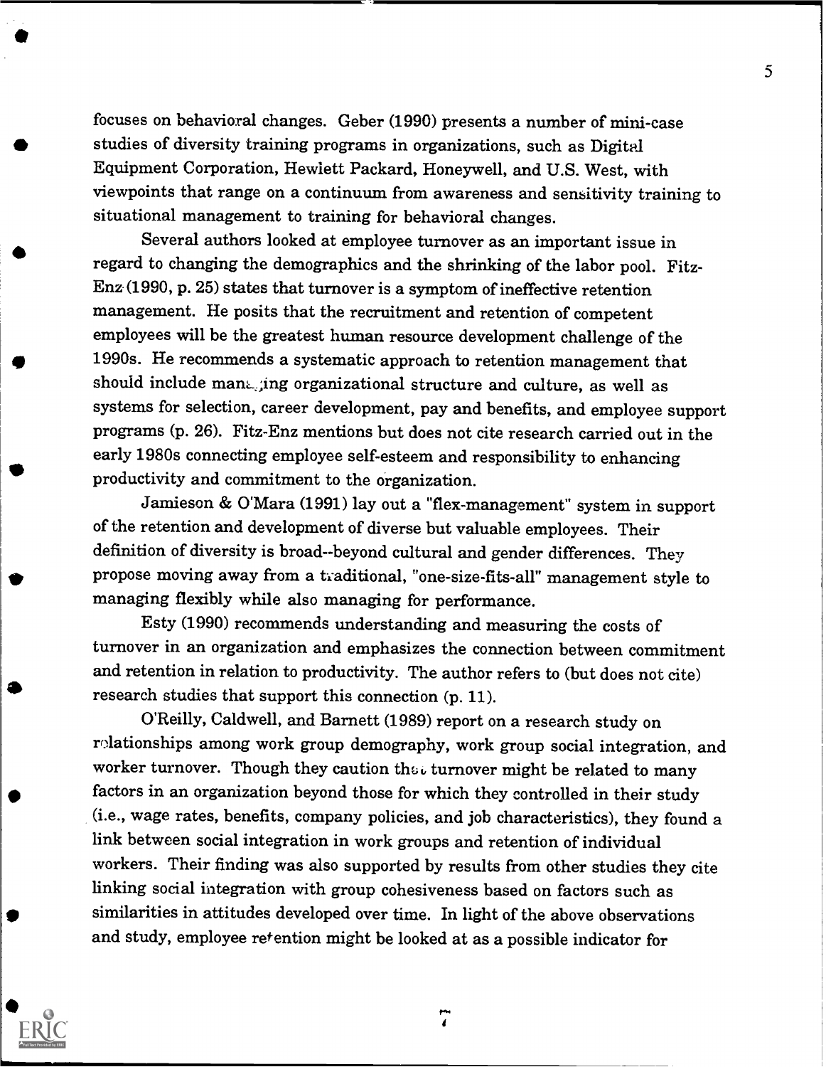focuses on behavioral changes. Geber (1990) presents a number of mini-case studies of diversity training programs in organizations, such as Digital Equipment Corporation, Hewlett Packard, Honeywell, and U.S. West, with viewpoints that range on a continuum from awareness and sensitivity training to situational management to training for behavioral changes.

Several authors looked at employee turnover as an important issue in regard to changing the demographics and the shrinking of the labor pool. Fitz-Enz (1990, p. 25) states that turnover is a symptom of ineffective retention management. He posits that the recruitment and retention of competent employees will be the greatest human resource development challenge of the 1990s. He recommends a systematic approach to retention management that should include managing organizational structure and culture, as well as systems for selection, career development, pay and benefits, and employee support programs (p. 26). Fitz-Enz mentions but does not cite research carried out in the early 1980s connecting employee self-esteem and responsibility to enhancing productivity and commitment to the organization.

Jamieson & O'Mara (1991) lay out a "flex-management" system in support of the retention and development of diverse but valuable employees. Their definition of diversity is broad--beyond cultural and gender differences. They propose moving away from a traditional, "one-size-fits-all" management style to managing flexibly while also managing for performance.

Esty (1990) recommends understanding and measuring the costs of turnover in an organization and emphasizes the connection between commitment and retention in relation to productivity. The author refers to (but does not cite) research studies that support this connection (p. 11).

O'Reilly, Caldwell, and Barnett (1989) report on a research study on relationships among work group demography, work group social integration, and worker turnover. Though they caution that turnover might be related to many factors in an organization beyond those for which they controlled in their study (i.e., wage rates, benefits, company policies, and job characteristics), they found a link between social integration in work groups and retention of individual workers. Their finding was also supported by results from other studies they cite linking social integration with group cohesiveness based on factors such as similarities in attitudes developed over time. In light of the above observations and study, employee retention might be looked at as a possible indicator for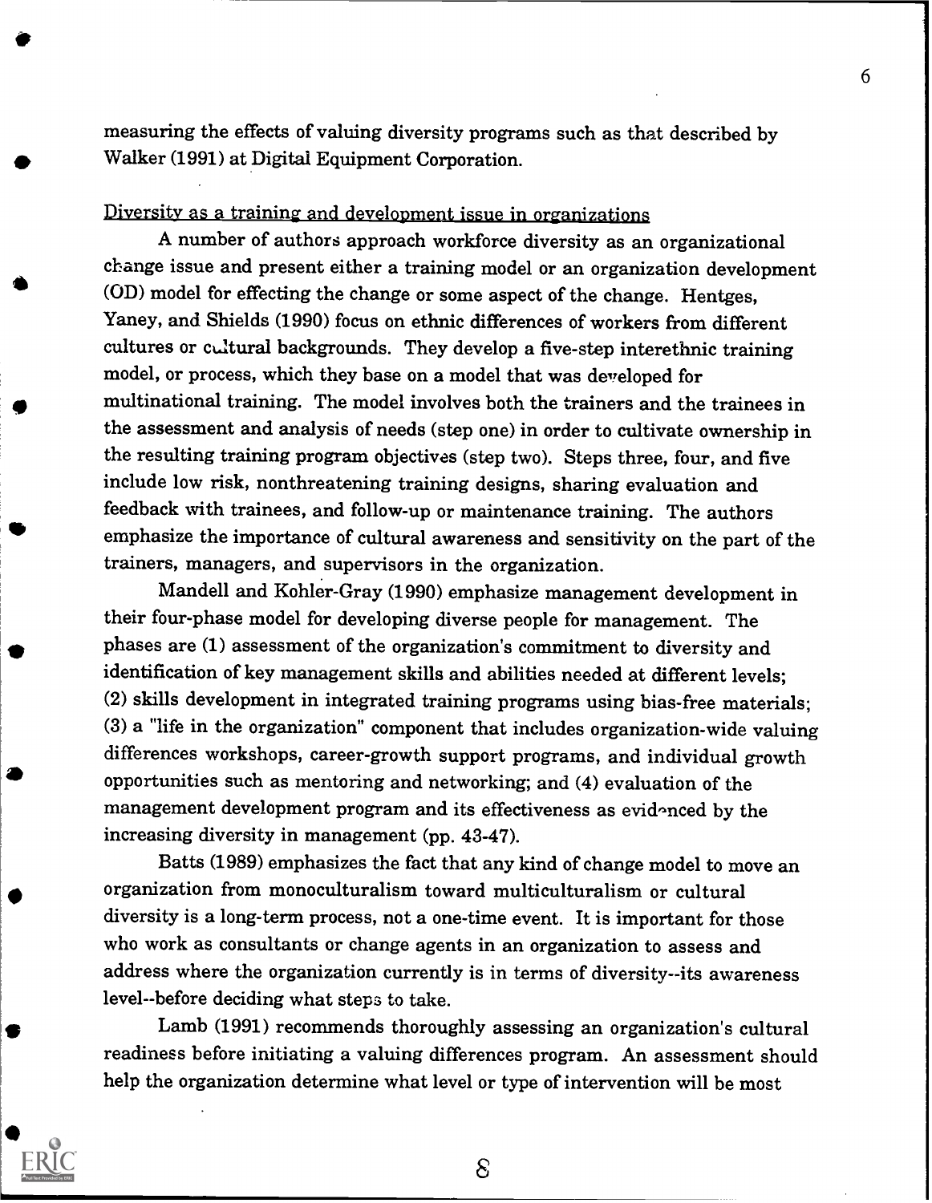measuring the effects of valuing diversity programs such as that described by Walker (1991) at Digital Equipment Corporation.

Diversity as a training and development issue in organizations

A number of authors approach workforce diversity as an organizational change issue and present either a training model or an organization development (OD) model for effecting the change or some aspect of the change. Hentges, Yaney, and Shields (1990) focus on ethnic differences of workers from different cultures or cultural backgrounds. They develop a five-step interethnic training model, or process, which they base on a model that was developed for multinational training. The model involves both the trainers and the trainees in the assessment and analysis of needs (step one) in order to cultivate ownership in the resulting training program objectives (step two). Steps three, four, and five include low risk, nonthreatening training designs, sharing evaluation and feedback with trainees, and follow-up or maintenance training. The authors emphasize the importance of cultural awareness and sensitivity on the part of the trainers, managers, and supervisors in the organization.

Mandell and Kohler-Gray (1990) emphasize management development in their four-phase model for developing diverse people for management. The phases are (1) assessment of the organization's commitment to diversity and identification of key management skills and abilities needed at different levels; (2) skills development in integrated training programs using bias-free materials; (3) a "life in the organization" component that includes organization-wide valuing differences workshops, career-growth support programs, and individual growth opportunities such as mentoring and networking; and (4) evaluation of the management development program and its effectiveness as evidenced by the increasing diversity in management (pp. 43-47).

Batts (1989) emphasizes the fact that any kind of change model to move an organization from monoculturalism toward multiculturalism or cultural diversity is a long-term process, not a one-time event. It is important for those who work as consultants or change agents in an organization to assess and address where the organization currently is in terms of diversity--its awareness level--before deciding what steps to take.

Lamb (1991) recommends thoroughly assessing an organization's cultural readiness before initiating a valuing differences program. An assessment should help the organization determine what level or type of intervention will be most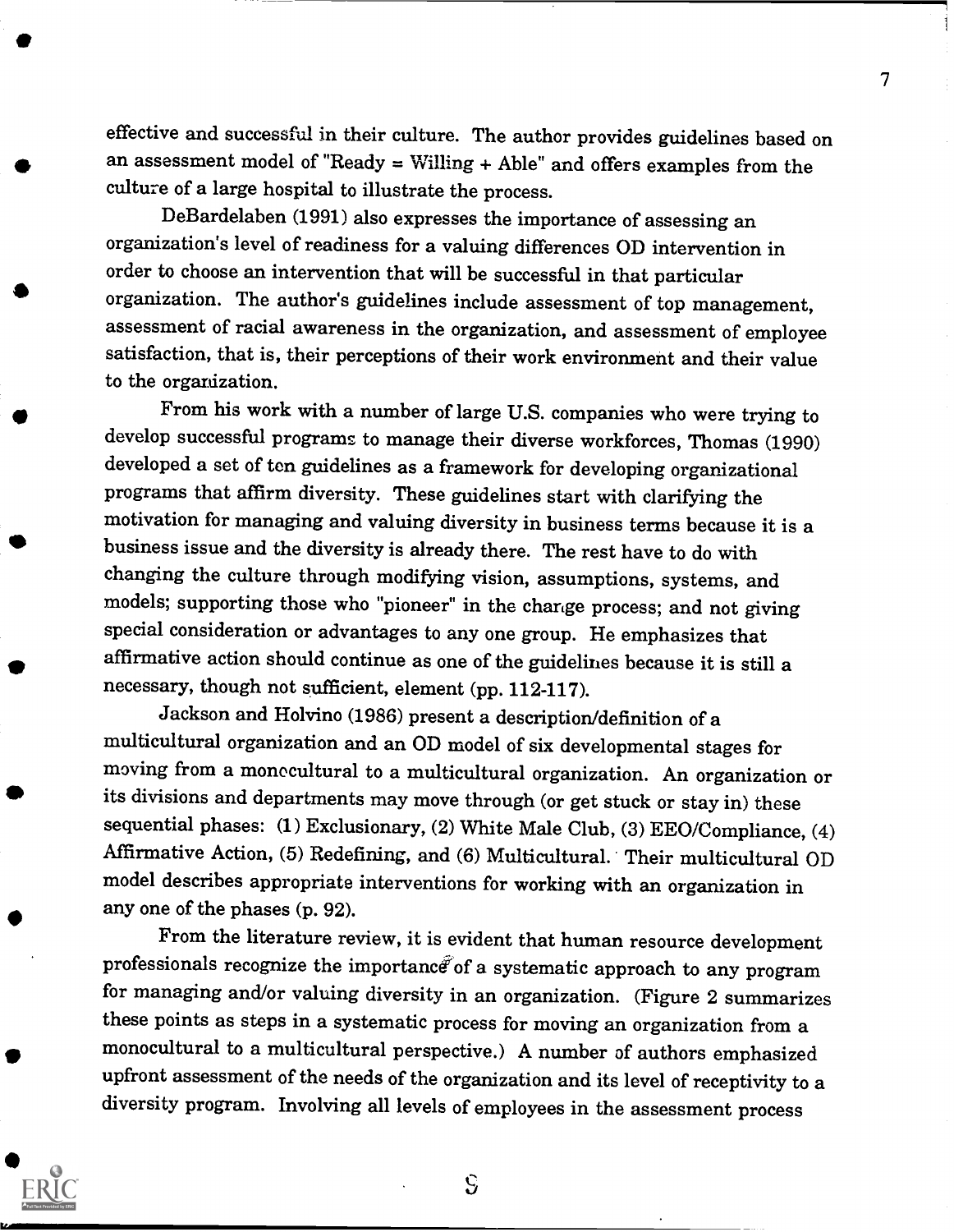effective and successful in their culture. The author provides guidelines based on an assessment model of "Ready = Willing + Able" and offers examples from the culture of a large hospital to illustrate the process.

DeBardelaben (1991) also expresses the importance of assessing an organization's level of readiness for a valuing differences OD intervention in order to choose an intervention that will be successful in that particular organization. The author's guidelines include assessment of top management, assessment of racial awareness in the organization, and assessment of employee satisfaction, that is, their perceptions of their work environment and their value to the organization.

From his work with a number of large U.S. companies who were trying to develop successful programs to manage their diverse workforces, Thomas (1990) developed a set of ten guidelines as a framework for developing organizational programs that affirm diversity. These guidelines start with clarifying the motivation for managing and valuing diversity in business terms because it is a business issue and the diversity is already there. The rest have to do with changing the culture through modifying vision, assumptions, systems, and models; supporting those who "pioneer" in the change process; and not giving special consideration or advantages to any one group. He emphasizes that affirmative action should continue as one of the guidelines because it is still a necessary, though not sufficient, element (pp. 112-117).

Jackson and Holvino (1986) present a description/definition of a multicultural organization and an OD model of six developmental stages for moving from a monocultural to a multicultural organization. An organization or its divisions and departments may move through (or get stuck or stay in) these sequential phases: (1) Exclusionary, (2) White Male Club, (3) EEO/Compliance, (4) Affirmative Action, (5) Redefining, and (6) Multicultural. Their multicultural OD model describes appropriate interventions for working with an organization in any one of the phases (p. 92).

From the literature review, it is evident that human resource development professionals recognize the importance of a systematic approach to any program for managing and/or valuing diversity in an organization. (Figure 2 summarizes these points as steps in a systematic process for moving an organization from a monocultural to a multicultural perspective.) A number of authors emphasized upfront assessment of the needs of the organization and its level of receptivity to a diversity program. Involving all levels of employees in the assessment process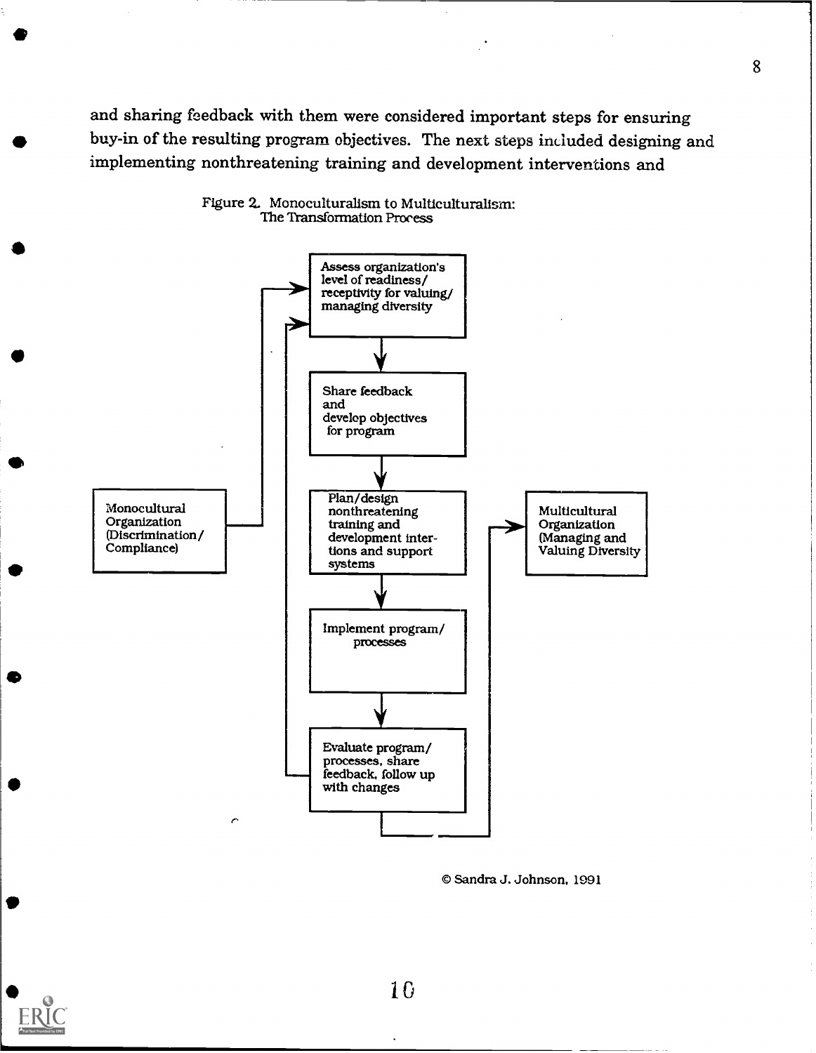and sharing feedback with them were considered important steps for ensuring buy-in of the resulting program objectives. The next steps included designing and implementing nonthreatening training and development interventions and

Figure 2. Monoculturalism to Multiculturalism: The Transformation Process

Monocultural Organization (Discrimination/ Compliance)

Assess organization's level of readiness/ receptivity for valuing/ managing diversity

Share feedback and develop objectives for program

Plan/design nonthreatening training and development interventions and support systems

Implement program/ processes

Evaluate program/ processes, share feedback, follow up with changes

Multicultural Organization (Managing and Valuing Diversity

© Sandra J. Johnson, 1991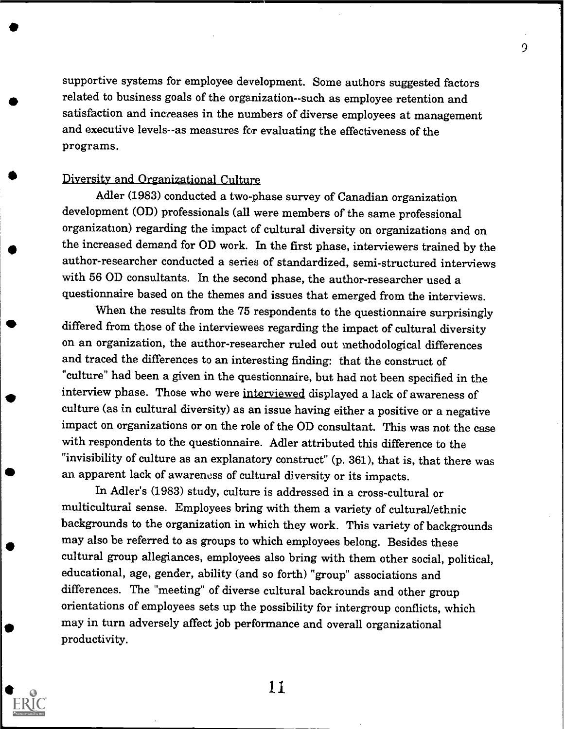supportive systems for employee development. Some authors suggested factors related to business goals of the organization--such as employee retention and satisfaction and increases in the numbers of diverse employees at management and executive levels--as measures for evaluating the effectiveness of the programs.

## Diversity and Organizational Culture

Adler (1983) conducted a two-phase survey of Canadian organization development (OD) professionals (all were members of the same professional organization) regarding the impact of cultural diversity on organizations and on the increased demand for OD work. In the first phase, interviewers trained by the author-researcher conducted a series of standardized, semi-structured interviews with 56 OD consultants. In the second phase, the author-researcher used a questionnaire based on the themes and issues that emerged from the interviews.

When the results from the 75 respondents to the questionnaire surprisingly differed from those of the interviewees regarding the impact of cultural diversity on an organization, the author-researcher ruled out methodological differences and traced the differences to an interesting finding: that the construct of "culture" had been a given in the questionnaire, but had not been specified in the interview phase. Those who were interviewed displayed a lack of awareness of culture (as in cultural diversity) as an issue having either a positive or a negative impact on organizations or on the role of the OD consultant. This was not the case with respondents to the questionnaire. Adler attributed this difference to the "invisibility of culture as an explanatory construct" (p. 361), that is, that there was an apparent lack of awareness of cultural diversity or its impacts.

In Adler's (1983) study, culture is addressed in a cross-cultural or multicultural sense. Employees bring with them a variety of cultural/ethnic backgrounds to the organization in which they work. This variety of backgrounds may also be referred to as groups to which employees belong. Besides these cultural group allegiances, employees also bring with them other social, political, educational, age, gender, ability (and so forth) "group" associations and differences. The "meeting" of diverse cultural backrounds and other group orientations of employees sets up the possibility for intergroup conflicts, which may in turn adversely affect job performance and overall organizational productivity.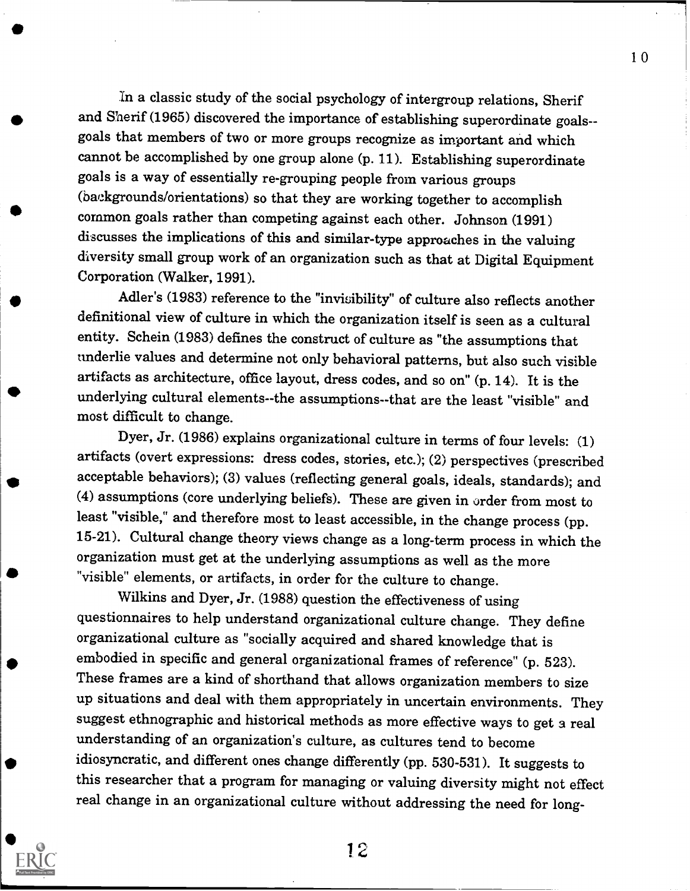In a classic study of the social psychology of intergroup relations, Sherif and Sherif (1965) discovered the importance of establishing superordinate goals--goals that members of two or more groups recognize as important and which cannot be accomplished by one group alone (p. 11). Establishing superordinate goals is a way of essentially re-grouping people from various groups (backgrounds/orientations) so that they are working together to accomplish common goals rather than competing against each other. Johnson (1991) discusses the implications of this and similar-type approaches in the valuing diversity small group work of an organization such as that at Digital Equipment Corporation (Walker, 1991).

Adler's (1983) reference to the "invisibility" of culture also reflects another definitional view of culture in which the organization itself is seen as a cultural entity. Schein (1983) defines the construct of culture as "the assumptions that underlie values and determine not only behavioral patterns, but also such visible artifacts as architecture, office layout, dress codes, and so on" (p. 14). It is the underlying cultural elements--the assumptions--that are the least "visible" and most difficult to change.

Dyer, Jr. (1986) explains organizational culture in terms of four levels: (1) artifacts (overt expressions: dress codes, stories, etc.); (2) perspectives (prescribed acceptable behaviors); (3) values (reflecting general goals, ideals, standards); and (4) assumptions (core underlying beliefs). These are given in order from most to least "visible," and therefore most to least accessible, in the change process (pp. 15-21). Cultural change theory views change as a long-term process in which the organization must get at the underlying assumptions as well as the more "visible" elements, or artifacts, in order for the culture to change.

Wilkins and Dyer, Jr. (1988) question the effectiveness of using questionnaires to help understand organizational culture change. They define organizational culture as "socially acquired and shared knowledge that is embodied in specific and general organizational frames of reference" (p. 523). These frames are a kind of shorthand that allows organization members to size up situations and deal with them appropriately in uncertain environments. They suggest ethnographic and historical methods as more effective ways to get a real understanding of an organization's culture, as cultures tend to become idiosyncratic, and different ones change differently (pp. 530-531). It suggests to this researcher that a program for managing or valuing diversity might not effect real change in an organizational culture without addressing the need for long-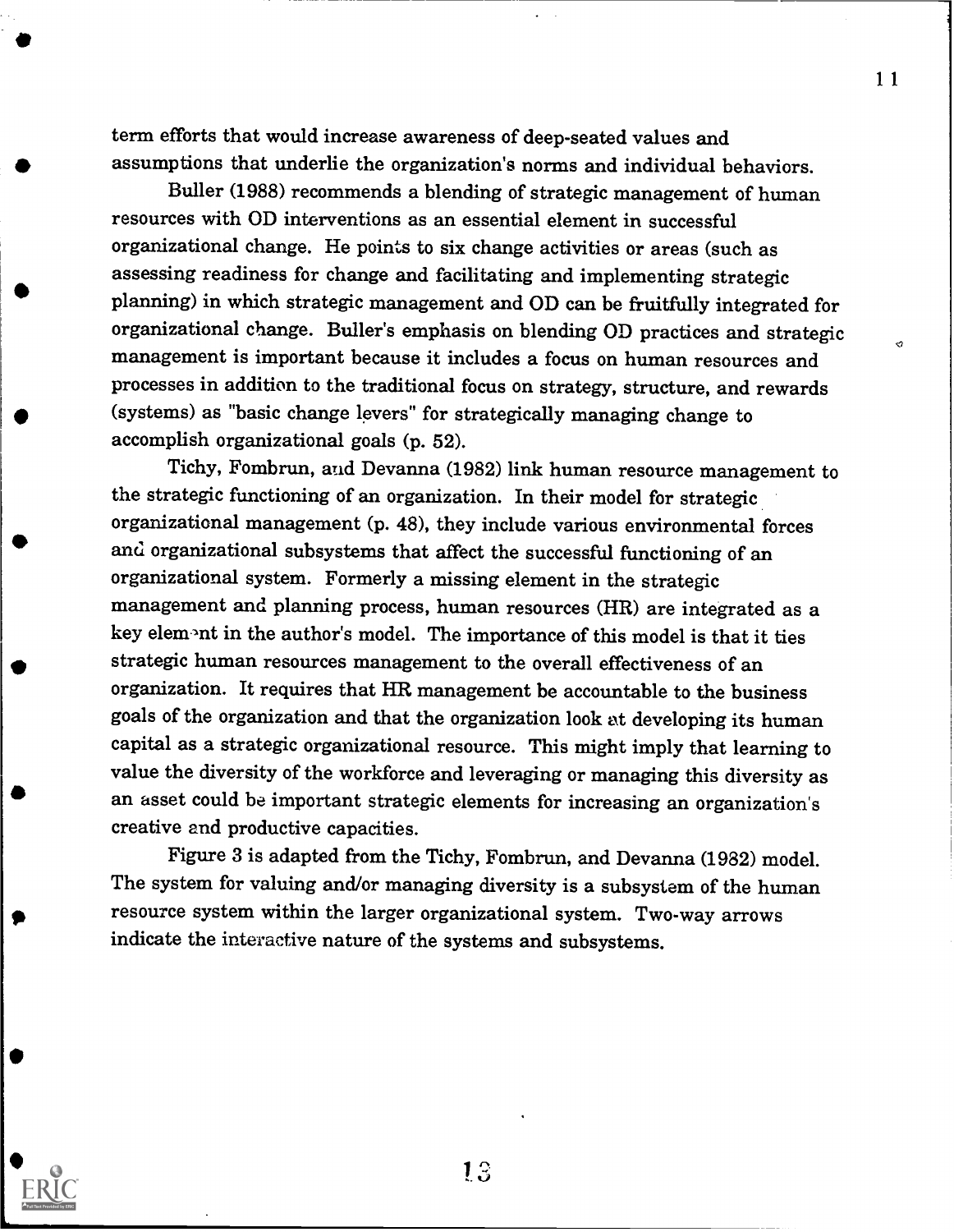term efforts that would increase awareness of deep-seated values and assumptions that underlie the organization's norms and individual behaviors.

Buller (1988) recommends a blending of strategic management of human resources with OD interventions as an essential element in successful organizational change. He points to six change activities or areas (such as assessing readiness for change and facilitating and implementing strategic planning) in which strategic management and OD can be fruitfully integrated for organizational change. Buller's emphasis on blending OD practices and strategic management is important because it includes a focus on human resources and processes in addition to the traditional focus on strategy, structure, and rewards (systems) as "basic change levers" for strategically managing change to accomplish organizational goals (p. 52).

Tichy, Fombrun, and Devanna (1982) link human resource management to the strategic functioning of an organization. In their model for strategic organizational management (p. 48), they include various environmental forces and organizational subsystems that affect the successful functioning of an organizational system. Formerly a missing element in the strategic management and planning process, human resources (HR) are integrated as a key element in the author's model. The importance of this model is that it ties strategic human resources management to the overall effectiveness of an organization. It requires that HR management be accountable to the business goals of the organization and that the organization look at developing its human capital as a strategic organizational resource. This might imply that learning to value the diversity of the workforce and leveraging or managing this diversity as an asset could be important strategic elements for increasing an organization's creative and productive capacities.

Figure 3 is adapted from the Tichy, Fombrun, and Devanna (1982) model. The system for valuing and/or managing diversity is a subsystem of the human resource system within the larger organizational system. Two-way arrows indicate the interactive nature of the systems and subsystems.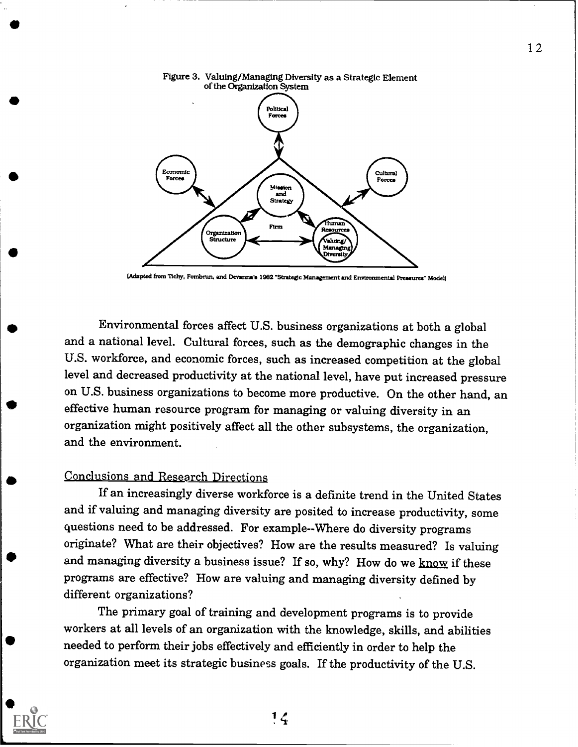Figure 3. Valuing/Managing Diversity as a Strategic Element of the Organization System

(Adapted from Tichy, Fombrun, and Devanna's 1982 "Strategic Management and Environmental Pressures" Model)

Environmental forces affect U.S. business organizations at both a global and a national level. Cultural forces, such as the demographic changes in the U.S. workforce, and economic forces, such as increased competition at the global level and decreased productivity at the national level, have put increased pressure on U.S. business organizations to become more productive. On the other hand, an effective human resource program for managing or valuing diversity in an organization might positively affect all the other subsystems, the organization, and the environment.

## Conclusions and Research Directions

If an increasingly diverse workforce is a definite trend in the United States and if valuing and managing diversity are posited to increase productivity, some questions need to be addressed. For example--Where do diversity programs originate? What are their objectives? How are the results measured? Is valuing and managing diversity a business issue? If so, why? How do we know if these programs are effective? How are valuing and managing diversity defined by different organizations?

The primary goal of training and development programs is to provide workers at all levels of an organization with the knowledge, skills, and abilities needed to perform their jobs effectively and efficiently in order to help the organization meet its strategic business goals. If the productivity of the U.S.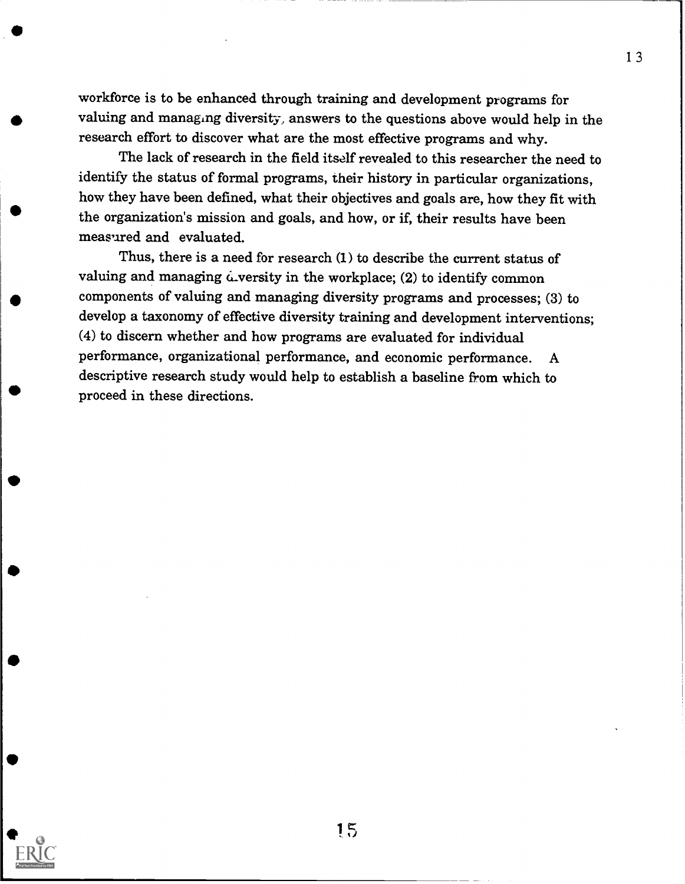workforce is to be enhanced through training and development programs for valuing and managing diversity, answers to the questions above would help in the research effort to discover what are the most effective programs and why.

The lack of research in the field itself revealed to this researcher the need to identify the status of formal programs, their history in particular organizations, how they have been defined, what their objectives and goals are, how they fit with the organization's mission and goals, and how, or if, their results have been measured and evaluated.

Thus, there is a need for research (1) to describe the current status of valuing and managing diversity in the workplace; (2) to identify common components of valuing and managing diversity programs and processes; (3) to develop a taxonomy of effective diversity training and development interventions; (4) to discern whether and how programs are evaluated for individual performance, organizational performance, and economic performance. A descriptive research study would help to establish a baseline from which to proceed in these directions.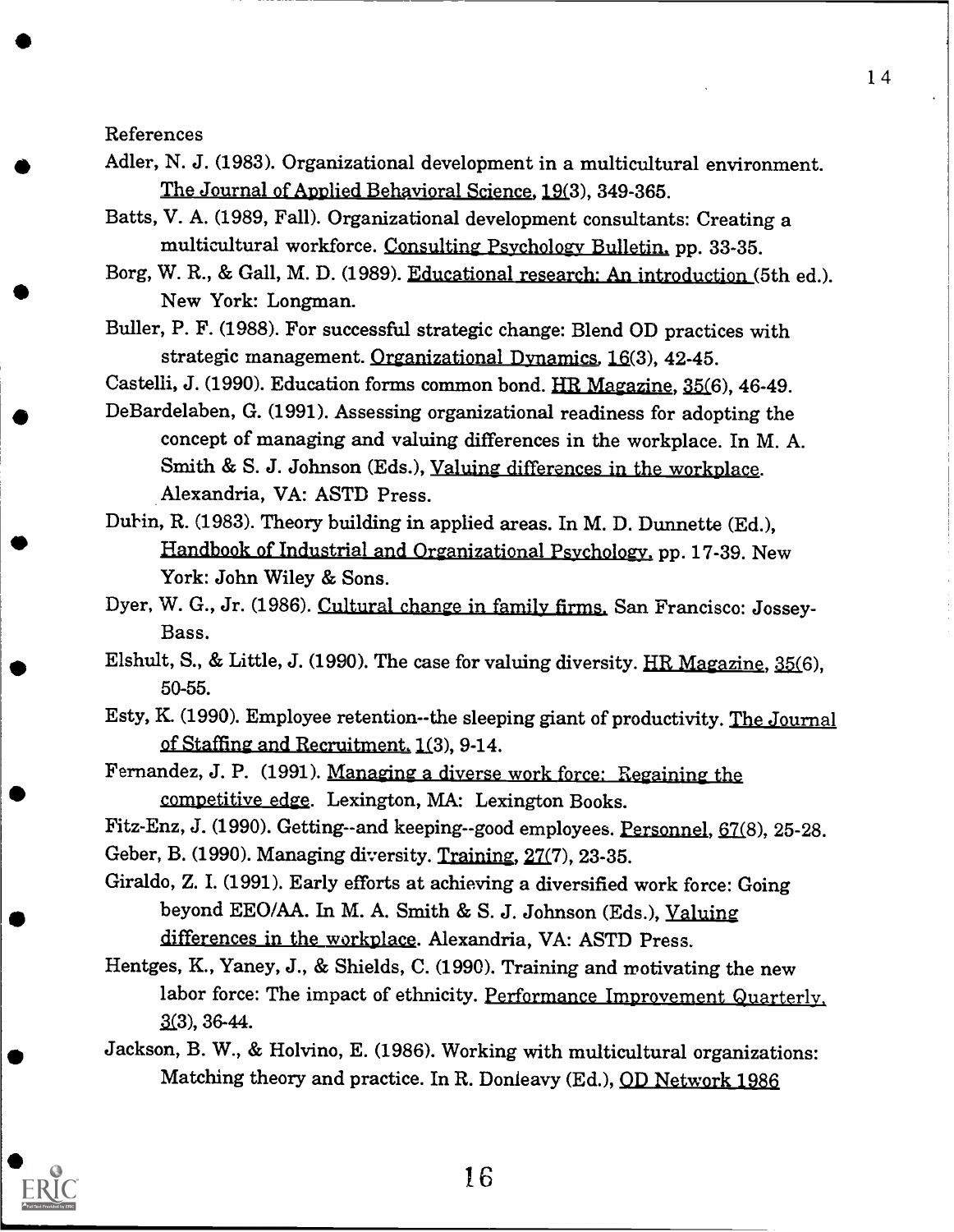References

Adler, N. J. (1983). Organizational development in a multicultural environment. The Journal of Applied Behavioral Science, 19(3), 349-365.

Batts, V. A. (1989, Fall). Organizational development consultants: Creating a multicultural workforce. Consulting Psychology Bulletin, pp. 33-35.

Borg, W. R., & Gall, M. D. (1989). Educational research: An introduction (5th ed.). New York: Longman.

Buller, P. F. (1988). For successful strategic change: Blend OD practices with strategic management. Organizational Dynamics, 16(3), 42-45.

Castelli, J. (1990). Education forms common bond. HR Magazine, 35(6), 46-49.

DeBardelaben, G. (1991). Assessing organizational readiness for adopting the concept of managing and valuing differences in the workplace. In M. A. Smith & S. J. Johnson (Eds.), Valuing differences in the workplace. Alexandria, VA: ASTD Press.

Dubin, R. (1983). Theory building in applied areas. In M. D. Dunnette (Ed.), Handbook of Industrial and Organizational Psychology, pp. 17-39. New York: John Wiley & Sons.

Dyer, W. G., Jr. (1986). Cultural change in family firms. San Francisco: Jossey-Bass.

Elshult, S., & Little, J. (1990). The case for valuing diversity. HR Magazine, 35(6), 50-55.

Esty, K. (1990). Employee retention--the sleeping giant of productivity. The Journal of Staffing and Recruitment, 1(3), 9-14.

Fernandez, J. P. (1991). Managing a diverse work force: Regaining the competitive edge. Lexington, MA: Lexington Books.

Fitz-Enz, J. (1990). Getting--and keeping--good employees. Personnel, 67(8), 25-28.

Geber, B. (1990). Managing diversity. Training, 27(7), 23-35.

Giraldo, Z. I. (1991). Early efforts at achieving a diversified work force: Going beyond EEO/AA. In M. A. Smith & S. J. Johnson (Eds.), Valuing differences in the workplace. Alexandria, VA: ASTD Press.

Hentges, K., Yaney, J., & Shields, C. (1990). Training and motivating the new labor force: The impact of ethnicity. Performance Improvement Quarterly, 3(3), 36-44.

Jackson, B. W., & Holvino, E. (1986). Working with multicultural organizations: Matching theory and practice. In R. Donleavy (Ed.), OD Network 1986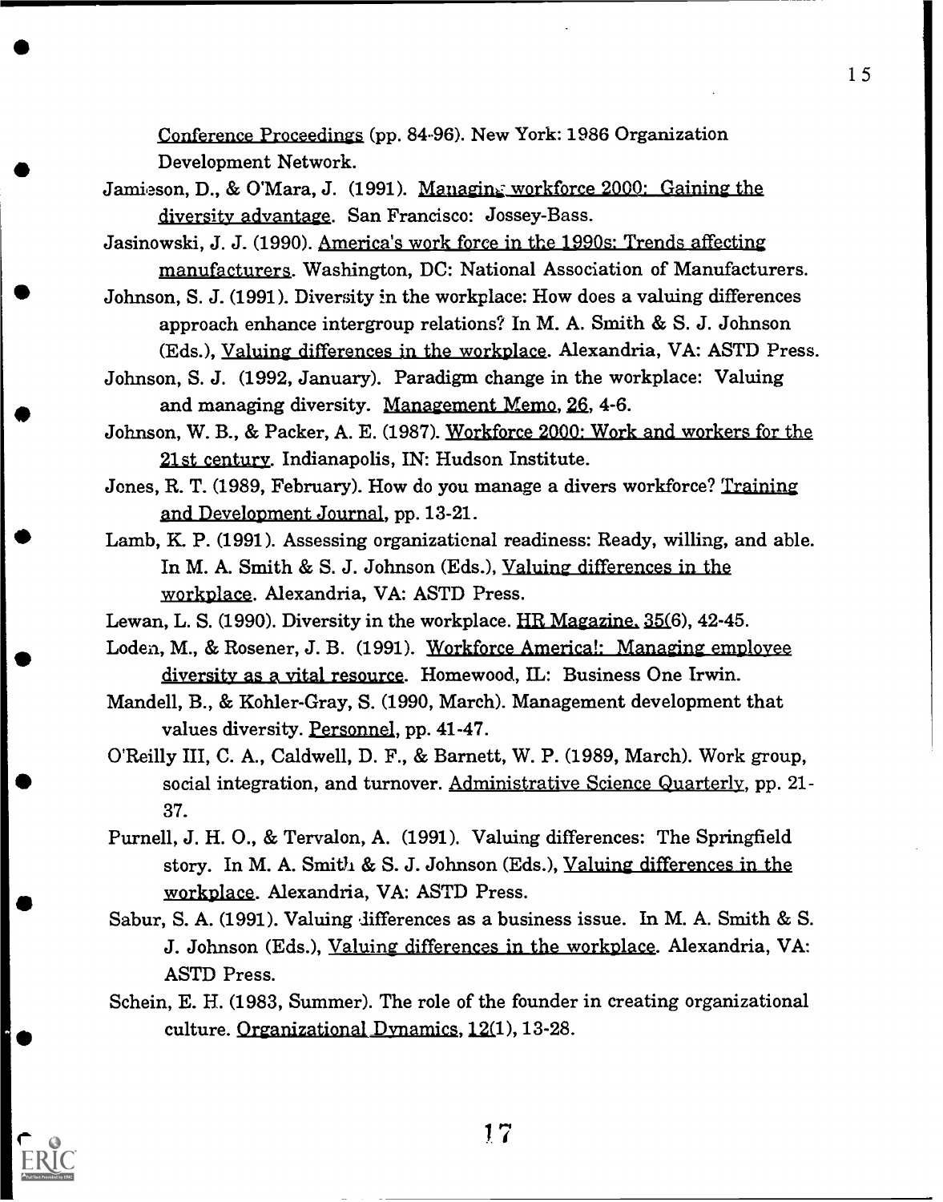Conference Proceedings (pp. 84-96). New York: 1986 Organization Development Network.

Jamieson, D., & O'Mara, J. (1991). Managing workforce 2000: Gaining the diversity advantage. San Francisco: Jossey-Bass.

Jasinowski, J. J. (1990). America's work force in the 1990s: Trends affecting manufacturers. Washington, DC: National Association of Manufacturers.

Johnson, S. J. (1991). Diversity in the workplace: How does a valuing differences approach enhance intergroup relations? In M. A. Smith & S. J. Johnson (Eds.), Valuing differences in the workplace. Alexandria, VA: ASTD Press.

Johnson, S. J. (1992, January). Paradigm change in the workplace: Valuing and managing diversity. Management Memo, 26, 4-6.

Johnson, W. B., & Packer, A. E. (1987). Workforce 2000: Work and workers for the 21st century. Indianapolis, IN: Hudson Institute.

Jones, R. T. (1989, February). How do you manage a divers workforce? Training and Development Journal, pp. 13-21.

Lamb, K. P. (1991). Assessing organizational readiness: Ready, willing, and able. In M. A. Smith & S. J. Johnson (Eds.), Valuing differences in the workplace. Alexandria, VA: ASTD Press.

Lewan, L. S. (1990). Diversity in the workplace. HR Magazine, 35(6), 42-45.

Loden, M., & Rosener, J. B. (1991). Workforce America!: Managing employee diversity as a vital resource. Homewood, IL: Business One Irwin.

Mandell, B., & Kohler-Gray, S. (1990, March). Management development that values diversity. Personnel, pp. 41-47.

O'Reilly III, C. A., Caldwell, D. F., & Barnett, W. P. (1989, March). Work group, social integration, and turnover. Administrative Science Quarterly, pp. 21-37.

Purnell, J. H. O., & Tervalon, A. (1991). Valuing differences: The Springfield story. In M. A. Smith & S. J. Johnson (Eds.), Valuing differences in the workplace. Alexandria, VA: ASTD Press.

Sabur, S. A. (1991). Valuing differences as a business issue. In M. A. Smith & S. J. Johnson (Eds.), Valuing differences in the workplace. Alexandria, VA: ASTD Press.

Schein, E. H. (1983, Summer). The role of the founder in creating organizational culture. Organizational Dynamics, 12(1), 13-28.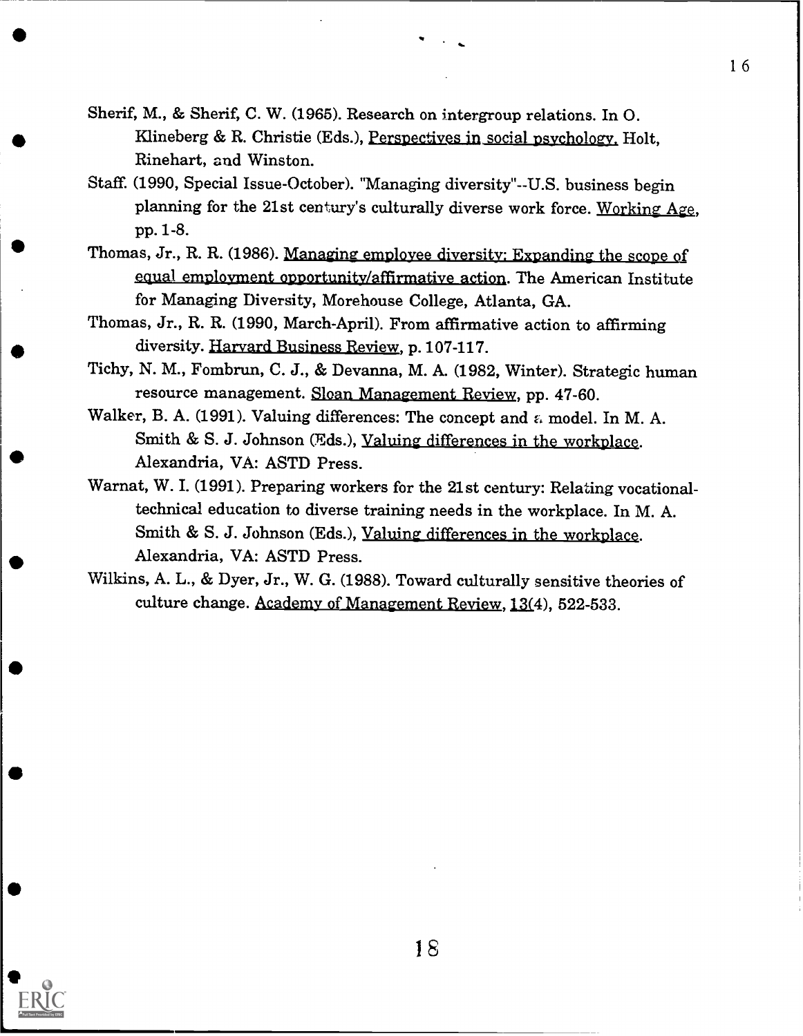Sherif, M., & Sherif, C. W. (1965). Research on intergroup relations. In O. Klineberg & R. Christie (Eds.), Perspectives in social psychology. Holt, Rinehart, and Winston.

Staff. (1990, Special Issue-October). "Managing diversity"--U.S. business begin planning for the 21st century's culturally diverse work force. Working Age, pp. 1-8.

Thomas, Jr., R. R. (1986). Managing employee diversity: Expanding the scope of equal employment opportunity/affirmative action. The American Institute for Managing Diversity, Morehouse College, Atlanta, GA.

Thomas, Jr., R. R. (1990, March-April). From affirmative action to affirming diversity. Harvard Business Review, p. 107-117.

Tichy, N. M., Fombrun, C. J., & Devanna, M. A. (1982, Winter). Strategic human resource management. Sloan Management Review, pp. 47-60.

Walker, B. A. (1991). Valuing differences: The concept and a model. In M. A. Smith & S. J. Johnson (Eds.), Valuing differences in the workplace. Alexandria, VA: ASTD Press.

Warnat, W. I. (1991). Preparing workers for the 21st century: Relating vocational-technical education to diverse training needs in the workplace. In M. A. Smith & S. J. Johnson (Eds.), Valuing differences in the workplace. Alexandria, VA: ASTD Press.

Wilkins, A. L., & Dyer, Jr., W. G. (1988). Toward culturally sensitive theories of culture change. Academy of Management Review, 13(4), 522-533.